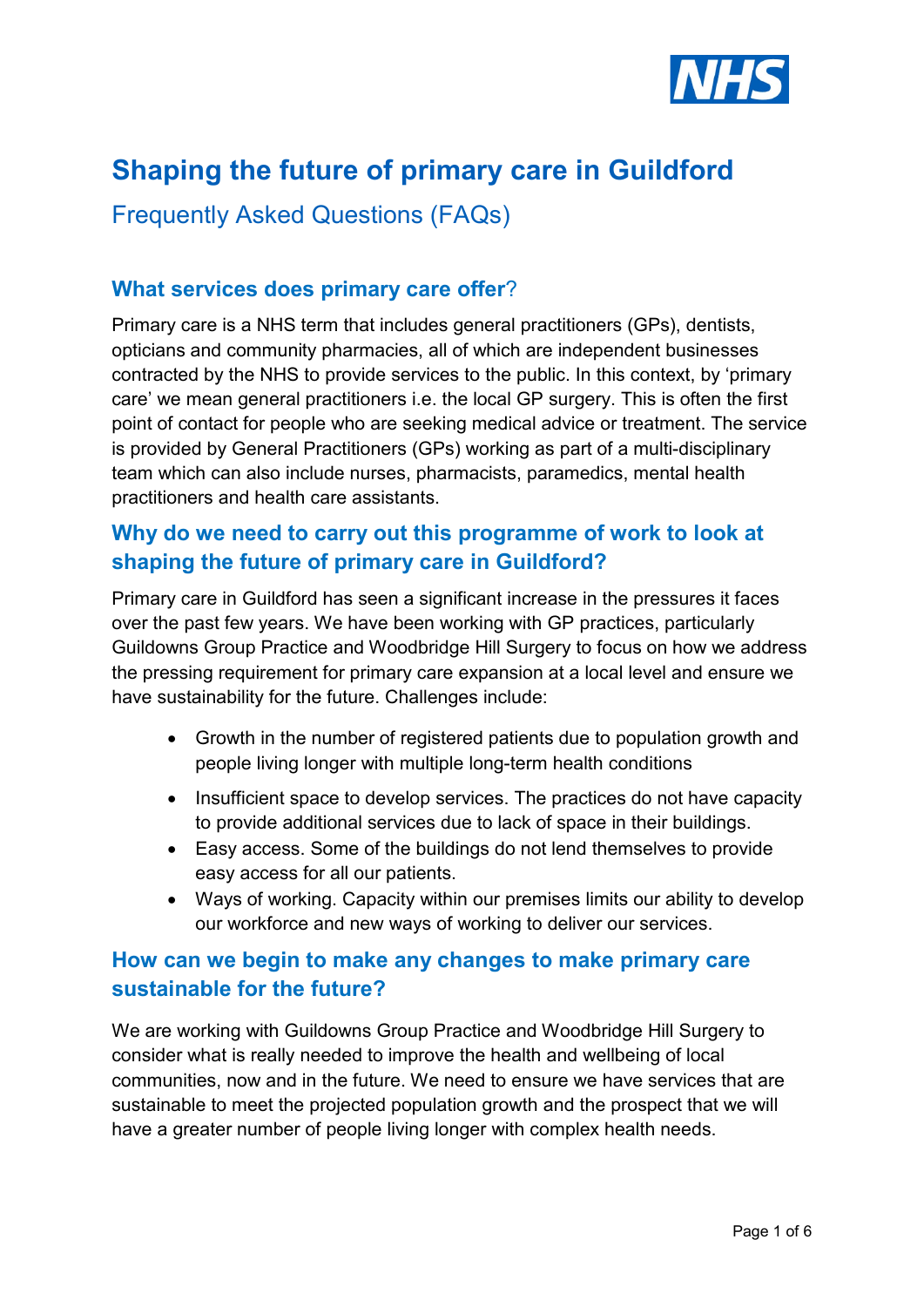# Shaping the future of primary care in Guildford

## Frequently Asked Questions (FAQs)

### What services does primary care offer?

Primary care is a NHS term that includes general practitioners (GPs), dentists, opticians and community pharmacies, all of which are independent businesses contracted by the NHS to provide services to the public. In this context, by 'primary care' we mean general practitioners i.e. the local GP surgery. This is often the first point of contact for people who are seeking medical advice or treatment. The service is provided by General Practitioners (GPs) working as part of a multi-disciplinary team which can also include nurses, pharmacists, paramedics, mental health practitioners and health care assistants.

### Why do we need to carry out this programme of work to look at shaping the future of primary care in Guildford?

Primary care in Guildford has seen a significant increase in the pressures it faces over the past few years. We have been working with GP practices, particularly Guildowns Group Practice and Woodbridge Hill Surgery to focus on how we address the pressing requirement for primary care expansion at a local level and ensure we have sustainability for the future. Challenges include:

- Growth in the number of registered patients due to population growth and people living longer with multiple long-term health conditions
- Insufficient space to develop services. The practices do not have capacity to provide additional services due to lack of space in their buildings.
- Easy access. Some of the buildings do not lend themselves to provide easy access for all our patients.
- Ways of working. Capacity within our premises limits our ability to develop our workforce and new ways of working to deliver our services.

### How can we begin to make any changes to make primary care sustainable for the future?

We are working with Guildowns Group Practice and Woodbridge Hill Surgery to consider what is really needed to improve the health and wellbeing of local communities, now and in the future. We need to ensure we have services that are sustainable to meet the projected population growth and the prospect that we will have a greater number of people living longer with complex health needs.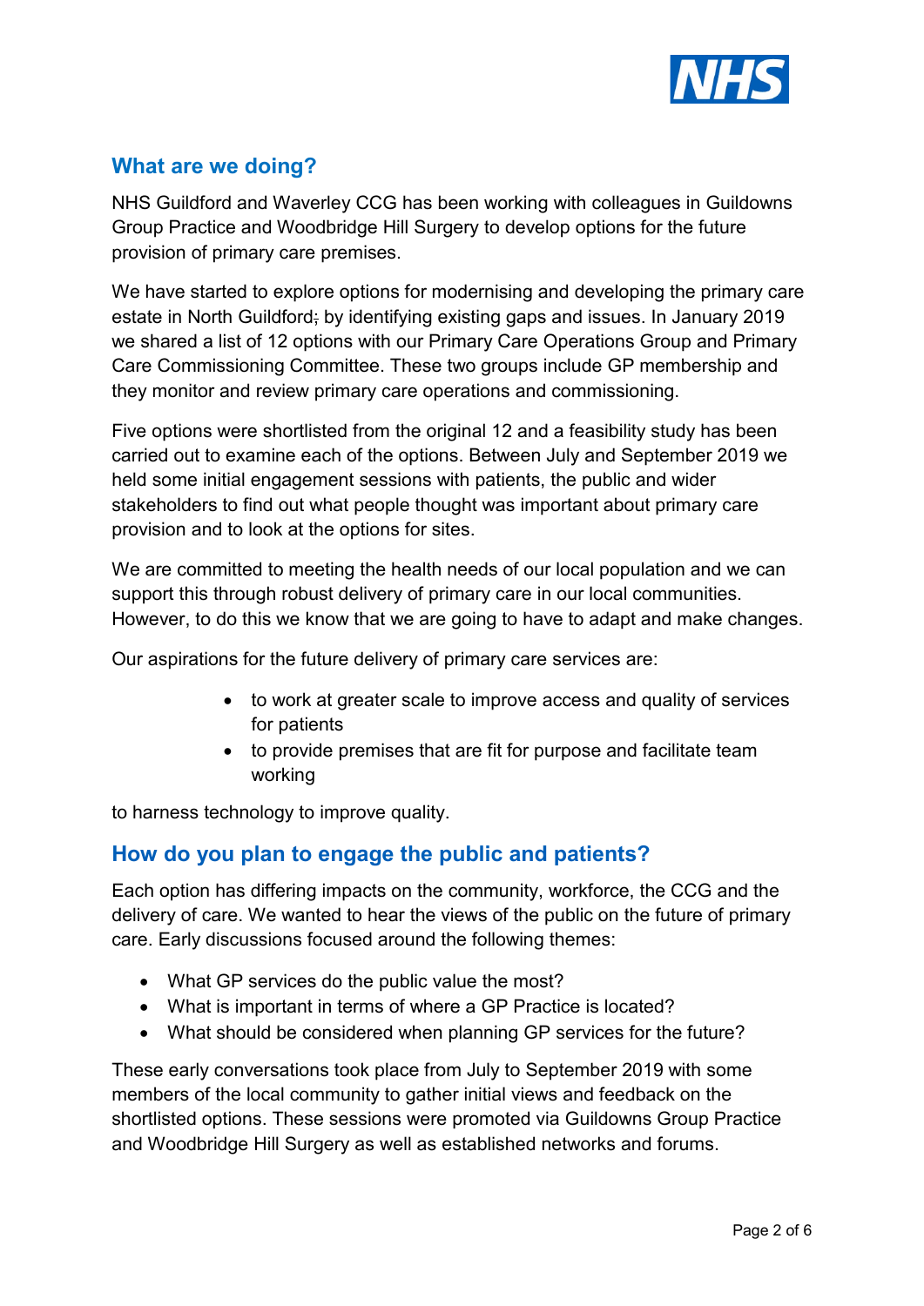## What are we doing?

NHS Guildford and Waverley CCG has been working with colleagues in Guildowns Group Practice and Woodbridge Hill Surgery to develop options for the future provision of primary care premises.

We have started to explore options for modernising and developing the primary care estate in North Guildford; by identifying existing gaps and issues. In January 2019 we shared a list of 12 options with our Primary Care Operations Group and Primary Care Commissioning Committee. These two groups include GP membership and they monitor and review primary care operations and commissioning.

Five options were shortlisted from the original 12 and a feasibility study has been carried out to examine each of the options. Between July and September 2019 we held some initial engagement sessions with patients, the public and wider stakeholders to find out what people thought was important about primary care provision and to look at the options for sites.

We are committed to meeting the health needs of our local population and we can support this through robust delivery of primary care in our local communities. However, to do this we know that we are going to have to adapt and make changes.

Our aspirations for the future delivery of primary care services are:

- to work at greater scale to improve access and quality of services for patients
- to provide premises that are fit for purpose and facilitate team working

to harness technology to improve quality.

## How do you plan to engage the public and patients?

Each option has differing impacts on the community, workforce, the CCG and the delivery of care. We wanted to hear the views of the public on the future of primary care. Early discussions focused around the following themes:

- What GP services do the public value the most?
- What is important in terms of where a GP Practice is located?
- What should be considered when planning GP services for the future?

These early conversations took place from July to September 2019 with some members of the local community to gather initial views and feedback on the shortlisted options. These sessions were promoted via Guildowns Group Practice and Woodbridge Hill Surgery as well as established networks and forums.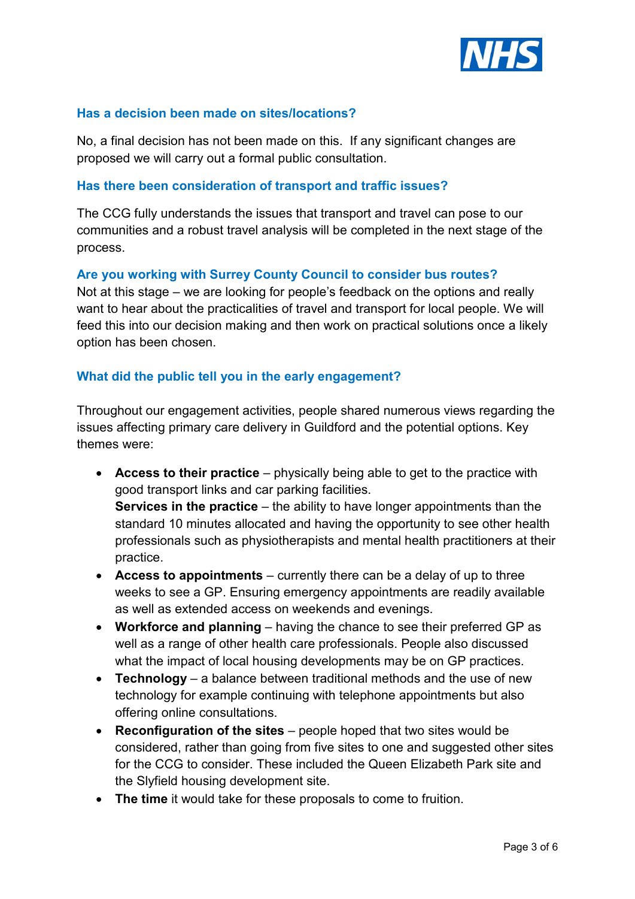### Has a decision been made on sites/locations?

No, a final decision has not been made on this. If any significant changes are proposed we will carry out a formal public consultation.

### Has there been consideration of transport and traffic issues?

The CCG fully understands the issues that transport and travel can pose to our communities and a robust travel analysis will be completed in the next stage of the process.

### Are you working with Surrey County Council to consider bus routes?

Not at this stage – we are looking for people's feedback on the options and really want to hear about the practicalities of travel and transport for local people. We will feed this into our decision making and then work on practical solutions once a likely option has been chosen.

### What did the public tell you in the early engagement?

Throughout our engagement activities, people shared numerous views regarding the issues affecting primary care delivery in Guildford and the potential options. Key themes were:

- **Access to their practice** – physically being able to get to the practice with good transport links and car parking facilities.
  **Services in the practice** – the ability to have longer appointments than the standard 10 minutes allocated and having the opportunity to see other health professionals such as physiotherapists and mental health practitioners at their practice.
- **Access to appointments** – currently there can be a delay of up to three weeks to see a GP. Ensuring emergency appointments are readily available as well as extended access on weekends and evenings.
- **Workforce and planning** – having the chance to see their preferred GP as well as a range of other health care professionals. People also discussed what the impact of local housing developments may be on GP practices.
- **Technology** – a balance between traditional methods and the use of new technology for example continuing with telephone appointments but also offering online consultations.
- **Reconfiguration of the sites** – people hoped that two sites would be considered, rather than going from five sites to one and suggested other sites for the CCG to consider. These included the Queen Elizabeth Park site and the Slyfield housing development site.
- **The time** it would take for these proposals to come to fruition.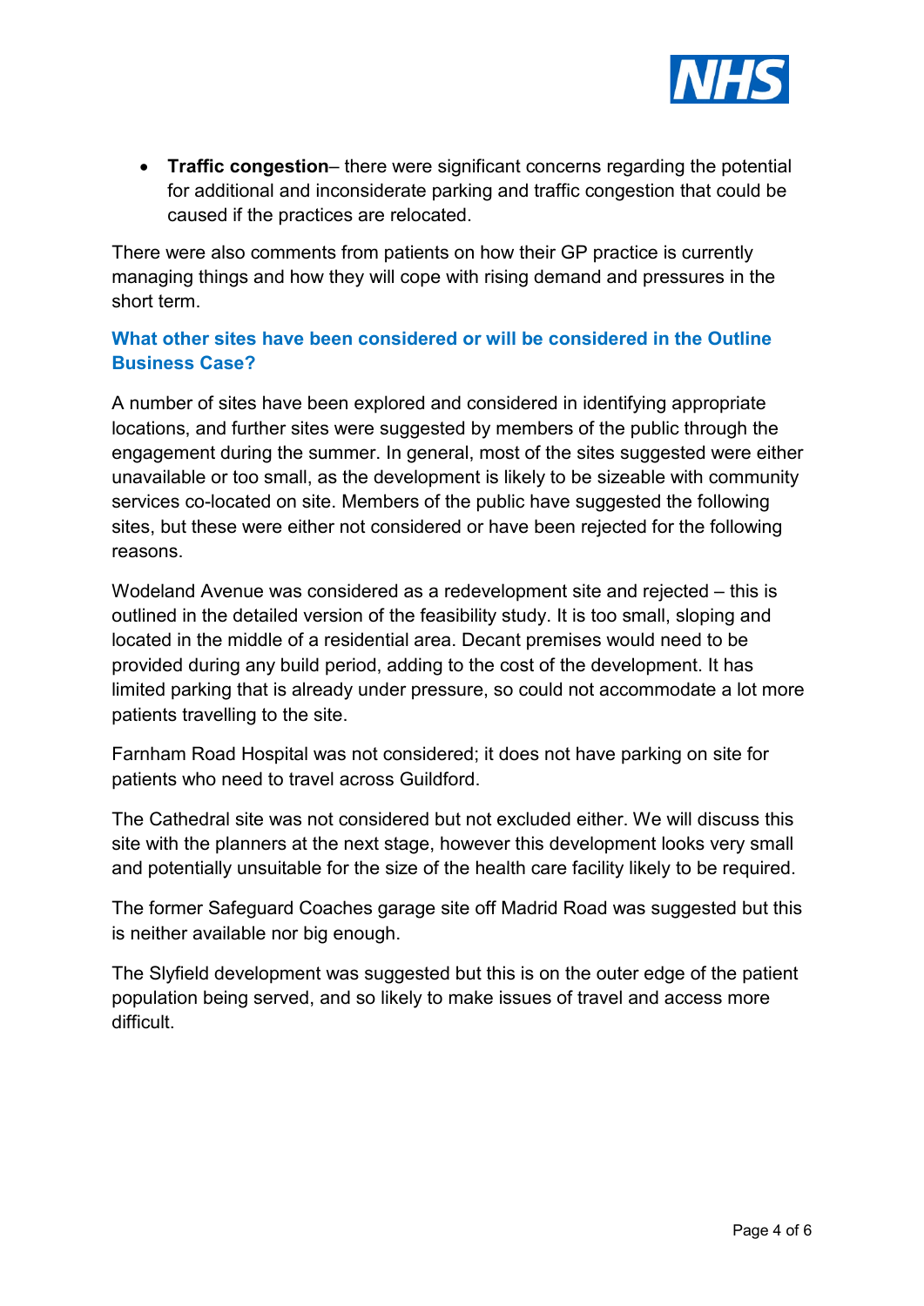- **Traffic congestion**– there were significant concerns regarding the potential for additional and inconsiderate parking and traffic congestion that could be caused if the practices are relocated.

There were also comments from patients on how their GP practice is currently managing things and how they will cope with rising demand and pressures in the short term.

### What other sites have been considered or will be considered in the Outline Business Case?

A number of sites have been explored and considered in identifying appropriate locations, and further sites were suggested by members of the public through the engagement during the summer. In general, most of the sites suggested were either unavailable or too small, as the development is likely to be sizeable with community services co-located on site. Members of the public have suggested the following sites, but these were either not considered or have been rejected for the following reasons.

Wodeland Avenue was considered as a redevelopment site and rejected – this is outlined in the detailed version of the feasibility study. It is too small, sloping and located in the middle of a residential area. Decant premises would need to be provided during any build period, adding to the cost of the development. It has limited parking that is already under pressure, so could not accommodate a lot more patients travelling to the site.

Farnham Road Hospital was not considered; it does not have parking on site for patients who need to travel across Guildford.

The Cathedral site was not considered but not excluded either. We will discuss this site with the planners at the next stage, however this development looks very small and potentially unsuitable for the size of the health care facility likely to be required.

The former Safeguard Coaches garage site off Madrid Road was suggested but this is neither available nor big enough.

The Slyfield development was suggested but this is on the outer edge of the patient population being served, and so likely to make issues of travel and access more difficult.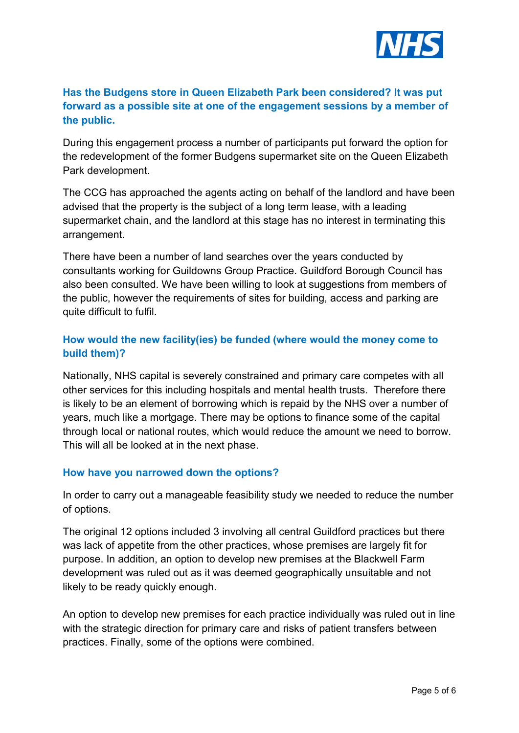### Has the Budgens store in Queen Elizabeth Park been considered? It was put forward as a possible site at one of the engagement sessions by a member of the public.

During this engagement process a number of participants put forward the option for the redevelopment of the former Budgens supermarket site on the Queen Elizabeth Park development.

The CCG has approached the agents acting on behalf of the landlord and have been advised that the property is the subject of a long term lease, with a leading supermarket chain, and the landlord at this stage has no interest in terminating this arrangement.

There have been a number of land searches over the years conducted by consultants working for Guildowns Group Practice. Guildford Borough Council has also been consulted. We have been willing to look at suggestions from members of the public, however the requirements of sites for building, access and parking are quite difficult to fulfil.

### How would the new facility(ies) be funded (where would the money come to build them)?

Nationally, NHS capital is severely constrained and primary care competes with all other services for this including hospitals and mental health trusts. Therefore there is likely to be an element of borrowing which is repaid by the NHS over a number of years, much like a mortgage. There may be options to finance some of the capital through local or national routes, which would reduce the amount we need to borrow. This will all be looked at in the next phase.

### How have you narrowed down the options?

In order to carry out a manageable feasibility study we needed to reduce the number of options.

The original 12 options included 3 involving all central Guildford practices but there was lack of appetite from the other practices, whose premises are largely fit for purpose. In addition, an option to develop new premises at the Blackwell Farm development was ruled out as it was deemed geographically unsuitable and not likely to be ready quickly enough.

An option to develop new premises for each practice individually was ruled out in line with the strategic direction for primary care and risks of patient transfers between practices. Finally, some of the options were combined.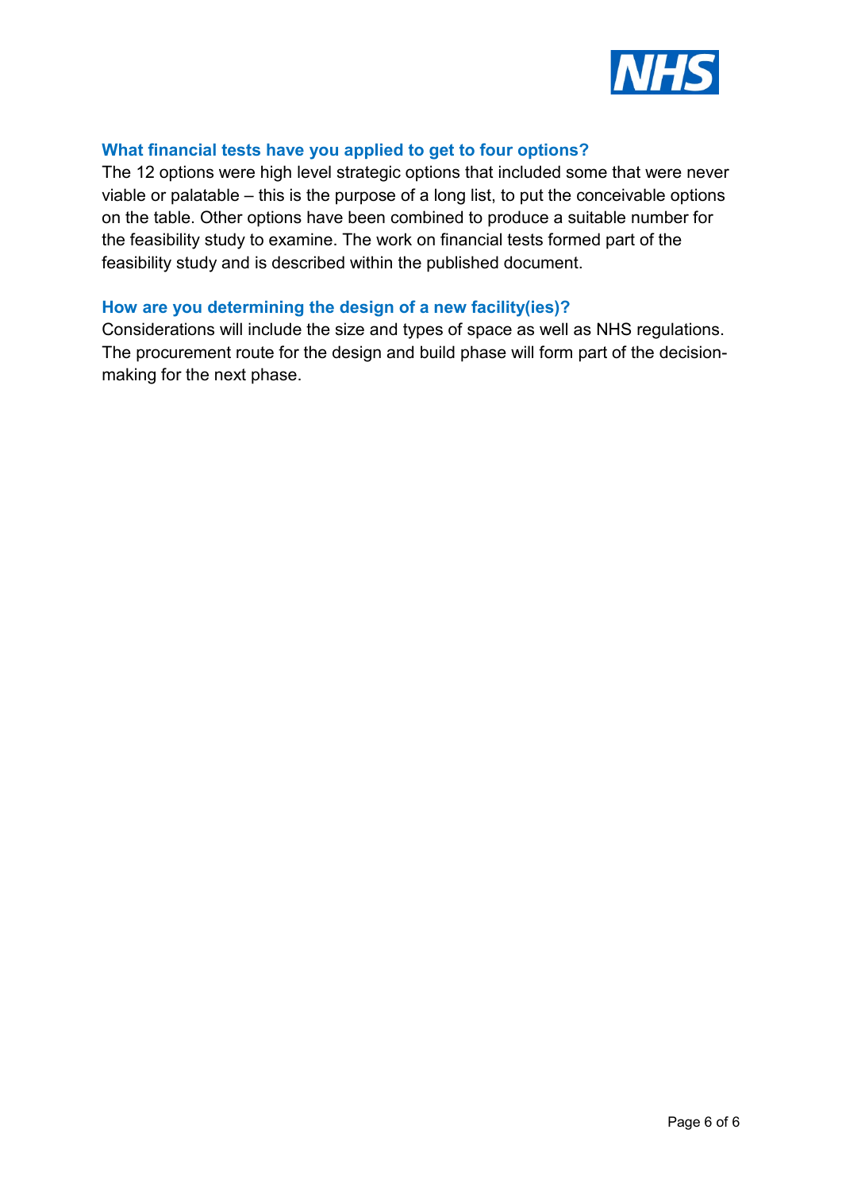### What financial tests have you applied to get to four options?

The 12 options were high level strategic options that included some that were never viable or palatable – this is the purpose of a long list, to put the conceivable options on the table. Other options have been combined to produce a suitable number for the feasibility study to examine. The work on financial tests formed part of the feasibility study and is described within the published document.

### How are you determining the design of a new facility(ies)?

Considerations will include the size and types of space as well as NHS regulations. The procurement route for the design and build phase will form part of the decision-making for the next phase.